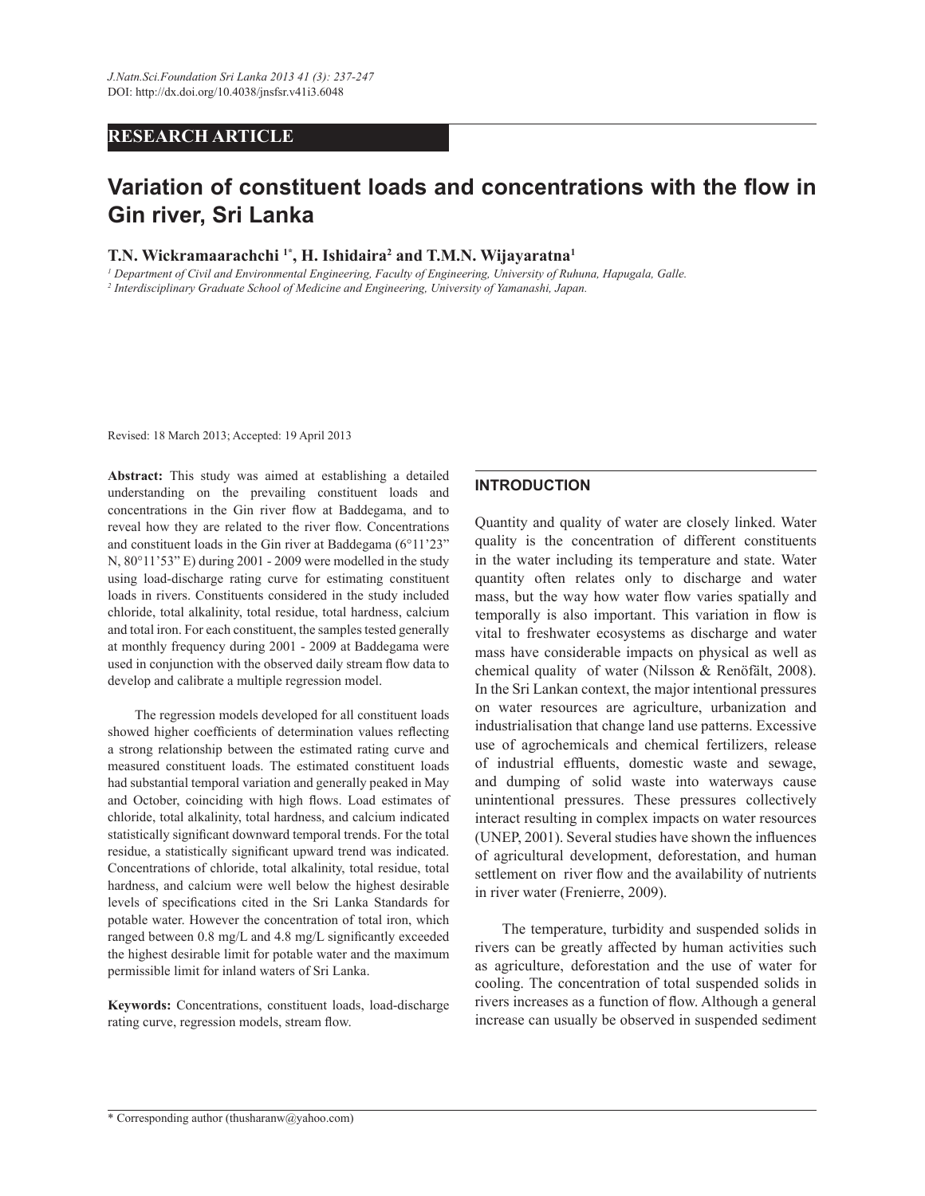RESEARCH ARTICLE

# Variation of constituent loads and concentrations with the flow in Gin river, Sri Lanka

**T.N. Wickramaarachchi [1*], H. Ishidaira[2] and T.M.N. Wijayaratna[1]**

*[1] Department of Civil and Environmental Engineering, Faculty of Engineering, University of Ruhuna, Hapugala, Galle.*
*[2] Interdisciplinary Graduate School of Medicine and Engineering, University of Yamanashi, Japan.*

Revised: 18 March 2013; Accepted: 19 April 2013

**Abstract:** This study was aimed at establishing a detailed understanding on the prevailing constituent loads and concentrations in the Gin river flow at Baddegama, and to reveal how they are related to the river flow. Concentrations and constituent loads in the Gin river at Baddegama (6°11'23" N, 80°11'53" E) during 2001 - 2009 were modelled in the study using load-discharge rating curve for estimating constituent loads in rivers. Constituents considered in the study included chloride, total alkalinity, total residue, total hardness, calcium and total iron. For each constituent, the samples tested generally at monthly frequency during 2001 - 2009 at Baddegama were used in conjunction with the observed daily stream flow data to develop and calibrate a multiple regression model.

The regression models developed for all constituent loads showed higher coefficients of determination values reflecting a strong relationship between the estimated rating curve and measured constituent loads. The estimated constituent loads had substantial temporal variation and generally peaked in May and October, coinciding with high flows. Load estimates of chloride, total alkalinity, total hardness, and calcium indicated statistically significant downward temporal trends. For the total residue, a statistically significant upward trend was indicated. Concentrations of chloride, total alkalinity, total residue, total hardness, and calcium were well below the highest desirable levels of specifications cited in the Sri Lanka Standards for potable water. However the concentration of total iron, which ranged between 0.8 mg/L and 4.8 mg/L significantly exceeded the highest desirable limit for potable water and the maximum permissible limit for inland waters of Sri Lanka.

**Keywords:** Concentrations, constituent loads, load-discharge rating curve, regression models, stream flow.

## INTRODUCTION

Quantity and quality of water are closely linked. Water quality is the concentration of different constituents in the water including its temperature and state. Water quantity often relates only to discharge and water mass, but the way how water flow varies spatially and temporally is also important. This variation in flow is vital to freshwater ecosystems as discharge and water mass have considerable impacts on physical as well as chemical quality of water (Nilsson & Renöfält, 2008). In the Sri Lankan context, the major intentional pressures on water resources are agriculture, urbanization and industrialisation that change land use patterns. Excessive use of agrochemicals and chemical fertilizers, release of industrial effluents, domestic waste and sewage, and dumping of solid waste into waterways cause unintentional pressures. These pressures collectively interact resulting in complex impacts on water resources (UNEP, 2001). Several studies have shown the influences of agricultural development, deforestation, and human settlement on river flow and the availability of nutrients in river water (Frenierre, 2009).

The temperature, turbidity and suspended solids in rivers can be greatly affected by human activities such as agriculture, deforestation and the use of water for cooling. The concentration of total suspended solids in rivers increases as a function of flow. Although a general increase can usually be observed in suspended sediment

\* Corresponding author (thusharanw@yahoo.com)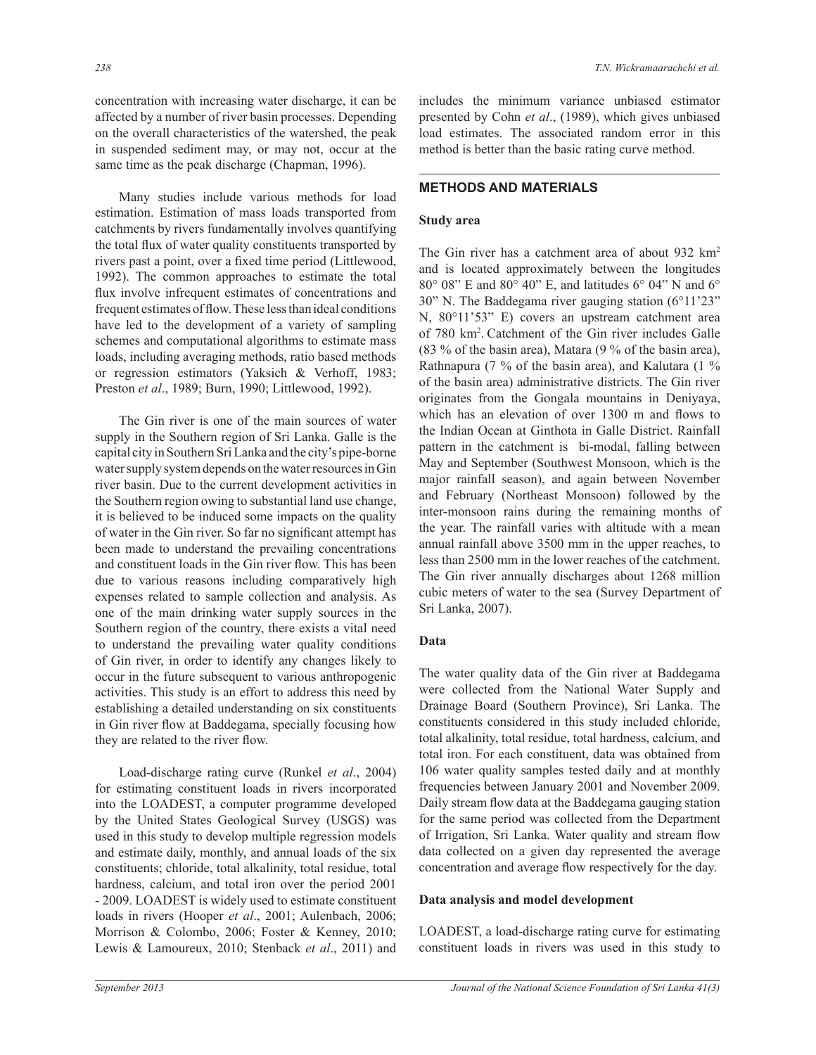concentration with increasing water discharge, it can be affected by a number of river basin processes. Depending on the overall characteristics of the watershed, the peak in suspended sediment may, or may not, occur at the same time as the peak discharge (Chapman, 1996).

Many studies include various methods for load estimation. Estimation of mass loads transported from catchments by rivers fundamentally involves quantifying the total flux of water quality constituents transported by rivers past a point, over a fixed time period (Littlewood, 1992). The common approaches to estimate the total flux involve infrequent estimates of concentrations and frequent estimates of flow. These less than ideal conditions have led to the development of a variety of sampling schemes and computational algorithms to estimate mass loads, including averaging methods, ratio based methods or regression estimators (Yaksich & Verhoff, 1983; Preston *et al*., 1989; Burn, 1990; Littlewood, 1992).

The Gin river is one of the main sources of water supply in the Southern region of Sri Lanka. Galle is the capital city in Southern Sri Lanka and the city's pipe-borne water supply system depends on the water resources in Gin river basin. Due to the current development activities in the Southern region owing to substantial land use change, it is believed to be induced some impacts on the quality of water in the Gin river. So far no significant attempt has been made to understand the prevailing concentrations and constituent loads in the Gin river flow. This has been due to various reasons including comparatively high expenses related to sample collection and analysis. As one of the main drinking water supply sources in the Southern region of the country, there exists a vital need to understand the prevailing water quality conditions of Gin river, in order to identify any changes likely to occur in the future subsequent to various anthropogenic activities. This study is an effort to address this need by establishing a detailed understanding on six constituents in Gin river flow at Baddegama, specially focusing how they are related to the river flow.

Load-discharge rating curve (Runkel *et al*., 2004) for estimating constituent loads in rivers incorporated into the LOADEST, a computer programme developed by the United States Geological Survey (USGS) was used in this study to develop multiple regression models and estimate daily, monthly, and annual loads of the six constituents; chloride, total alkalinity, total residue, total hardness, calcium, and total iron over the period 2001 - 2009. LOADEST is widely used to estimate constituent loads in rivers (Hooper *et al*., 2001; Aulenbach, 2006; Morrison & Colombo, 2006; Foster & Kenney, 2010; Lewis & Lamoureux, 2010; Stenback *et al*., 2011) and includes the minimum variance unbiased estimator presented by Cohn *et al*., (1989), which gives unbiased load estimates. The associated random error in this method is better than the basic rating curve method.

## METHODS AND MATERIALS

### Study area

The Gin river has a catchment area of about 932 km$^2$ and is located approximately between the longitudes 80° 08" E and 80° 40" E, and latitudes 6° 04" N and 6° 30" N. The Baddegama river gauging station (6°11'23" N, 80°11'53" E) covers an upstream catchment area of 780 km$^2$. Catchment of the Gin river includes Galle (83 % of the basin area), Matara (9 % of the basin area), Rathnapura (7 % of the basin area), and Kalutara (1 % of the basin area) administrative districts. The Gin river originates from the Gongala mountains in Deniyaya, which has an elevation of over 1300 m and flows to the Indian Ocean at Ginthota in Galle District. Rainfall pattern in the catchment is bi-modal, falling between May and September (Southwest Monsoon, which is the major rainfall season), and again between November and February (Northeast Monsoon) followed by the inter-monsoon rains during the remaining months of the year. The rainfall varies with altitude with a mean annual rainfall above 3500 mm in the upper reaches, to less than 2500 mm in the lower reaches of the catchment. The Gin river annually discharges about 1268 million cubic meters of water to the sea (Survey Department of Sri Lanka, 2007).

### Data

The water quality data of the Gin river at Baddegama were collected from the National Water Supply and Drainage Board (Southern Province), Sri Lanka. The constituents considered in this study included chloride, total alkalinity, total residue, total hardness, calcium, and total iron. For each constituent, data was obtained from 106 water quality samples tested daily and at monthly frequencies between January 2001 and November 2009. Daily stream flow data at the Baddegama gauging station for the same period was collected from the Department of Irrigation, Sri Lanka. Water quality and stream flow data collected on a given day represented the average concentration and average flow respectively for the day.

### Data analysis and model development

LOADEST, a load-discharge rating curve for estimating constituent loads in rivers was used in this study to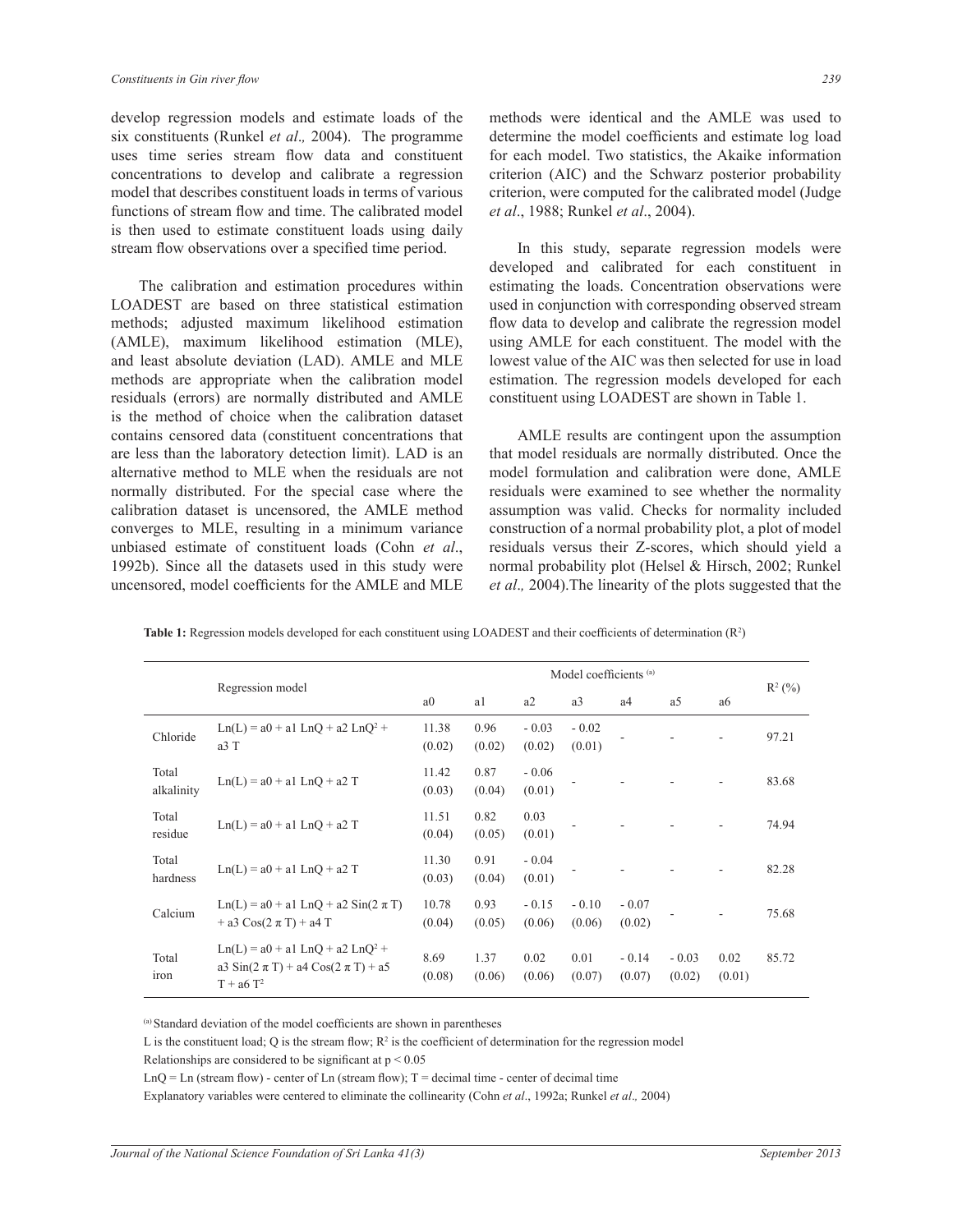develop regression models and estimate loads of the six constituents (Runkel *et al.,* 2004). The programme uses time series stream flow data and constituent concentrations to develop and calibrate a regression model that describes constituent loads in terms of various functions of stream flow and time. The calibrated model is then used to estimate constituent loads using daily stream flow observations over a specified time period.

The calibration and estimation procedures within LOADEST are based on three statistical estimation methods; adjusted maximum likelihood estimation (AMLE), maximum likelihood estimation (MLE), and least absolute deviation (LAD). AMLE and MLE methods are appropriate when the calibration model residuals (errors) are normally distributed and AMLE is the method of choice when the calibration dataset contains censored data (constituent concentrations that are less than the laboratory detection limit). LAD is an alternative method to MLE when the residuals are not normally distributed. For the special case where the calibration dataset is uncensored, the AMLE method converges to MLE, resulting in a minimum variance unbiased estimate of constituent loads (Cohn *et al*., 1992b). Since all the datasets used in this study were uncensored, model coefficients for the AMLE and MLE methods were identical and the AMLE was used to determine the model coefficients and estimate log load for each model. Two statistics, the Akaike information criterion (AIC) and the Schwarz posterior probability criterion, were computed for the calibrated model (Judge *et al*., 1988; Runkel *et al*., 2004).

In this study, separate regression models were developed and calibrated for each constituent in estimating the loads. Concentration observations were used in conjunction with corresponding observed stream flow data to develop and calibrate the regression model using AMLE for each constituent. The model with the lowest value of the AIC was then selected for use in load estimation. The regression models developed for each constituent using LOADEST are shown in Table 1.

AMLE results are contingent upon the assumption that model residuals are normally distributed. Once the model formulation and calibration were done, AMLE residuals were examined to see whether the normality assumption was valid. Checks for normality included construction of a normal probability plot, a plot of model residuals versus their Z-scores, which should yield a normal probability plot (Helsel & Hirsch, 2002; Runkel *et al.,* 2004).The linearity of the plots suggested that the

**Table 1:** Regression models developed for each constituent using LOADEST and their coefficients of determination ($R^2$)

| | Regression model | Model coefficients [(a)] | | | | | | | $R^2$ (%) |
|---|---|---|---|---|---|---|---|---|---|
| | | a0 | a1 | a2 | a3 | a4 | a5 | a6 | |
| Chloride | $Ln(L) = a0 + a1\ LnQ + a2\ LnQ^2 + a3\ T$ | 11.38 (0.02) | 0.96 (0.02) | - 0.03 (0.02) | - 0.02 (0.01) | - | - | - | 97.21 |
| Total alkalinity | $Ln(L) = a0 + a1\ LnQ + a2\ T$ | 11.42 (0.03) | 0.87 (0.04) | - 0.06 (0.01) | - | - | - | - | 83.68 |
| Total residue | $Ln(L) = a0 + a1\ LnQ + a2\ T$ | 11.51 (0.04) | 0.82 (0.05) | 0.03 (0.01) | - | - | - | - | 74.94 |
| Total hardness | $Ln(L) = a0 + a1\ LnQ + a2\ T$ | 11.30 (0.03) | 0.91 (0.04) | - 0.04 (0.01) | - | - | - | - | 82.28 |
| Calcium | $Ln(L) = a0 + a1\ LnQ + a2\ Sin(2\pi T) + a3\ Cos(2\pi T) + a4\ T$ | 10.78 (0.04) | 0.93 (0.05) | - 0.15 (0.06) | - 0.10 (0.06) | - 0.07 (0.02) | - | - | 75.68 |
| Total iron | $Ln(L) = a0 + a1\ LnQ + a2\ LnQ^2 + a3\ Sin(2\pi T) + a4\ Cos(2\pi T) + a5\ T + a6\ T^2$ | 8.69 (0.08) | 1.37 (0.06) | 0.02 (0.06) | 0.01 (0.07) | - 0.14 (0.07) | - 0.03 (0.02) | 0.02 (0.01) | 85.72 |

[(a)] Standard deviation of the model coefficients are shown in parentheses

L is the constituent load; Q is the stream flow; $R^2$ is the coefficient of determination for the regression model

Relationships are considered to be significant at $p < 0.05$

LnQ = Ln (stream flow) - center of Ln (stream flow); T = decimal time - center of decimal time

Explanatory variables were centered to eliminate the collinearity (Cohn *et al*., 1992a; Runkel *et al.,* 2004)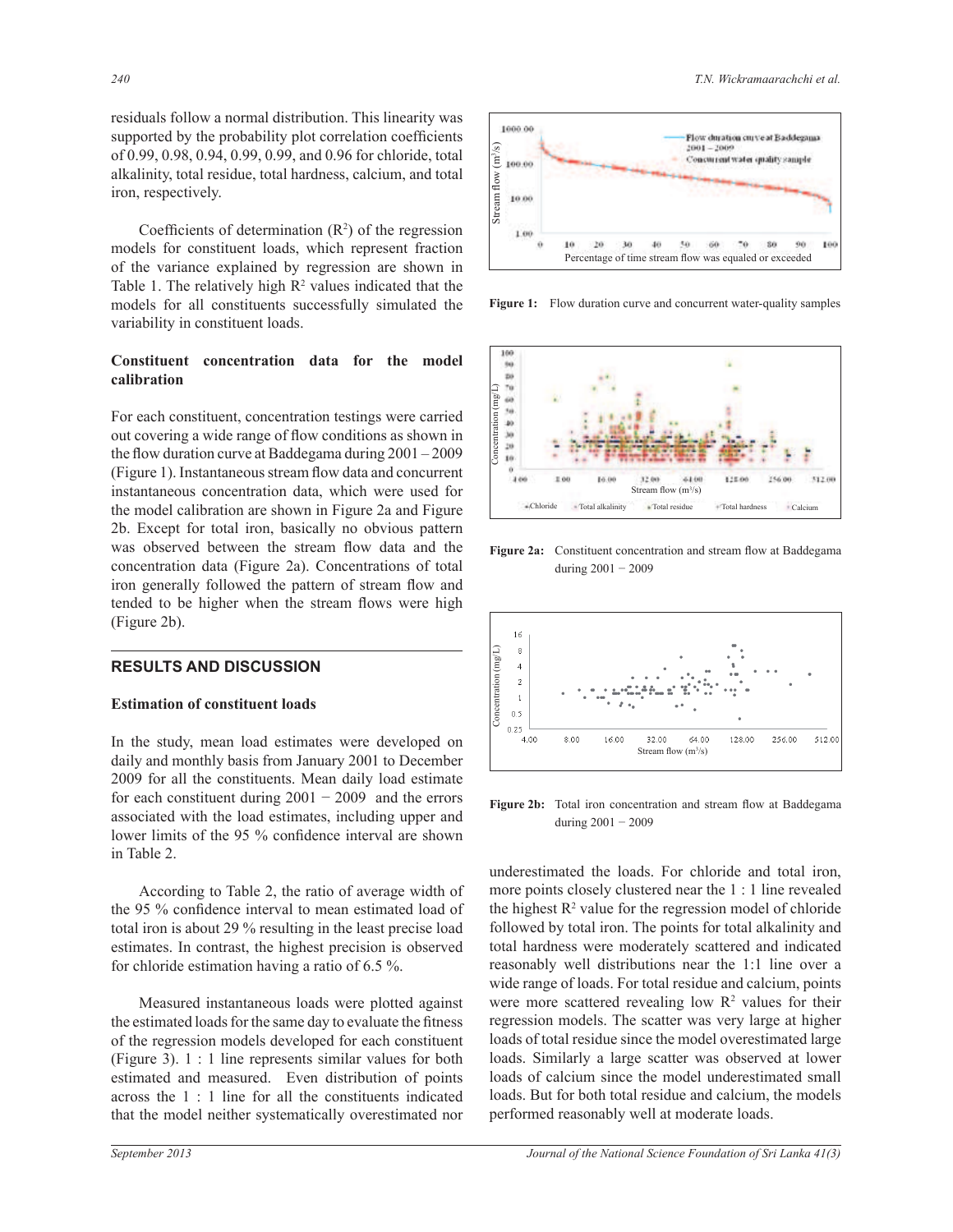residuals follow a normal distribution. This linearity was supported by the probability plot correlation coefficients of 0.99, 0.98, 0.94, 0.99, 0.99, and 0.96 for chloride, total alkalinity, total residue, total hardness, calcium, and total iron, respectively.

Coefficients of determination ($R^2$) of the regression models for constituent loads, which represent fraction of the variance explained by regression are shown in Table 1. The relatively high $R^2$ values indicated that the models for all constituents successfully simulated the variability in constituent loads.

**Constituent concentration data for the model calibration**

For each constituent, concentration testings were carried out covering a wide range of flow conditions as shown in the flow duration curve at Baddegama during 2001 – 2009 (Figure 1). Instantaneous stream flow data and concurrent instantaneous concentration data, which were used for the model calibration are shown in Figure 2a and Figure 2b. Except for total iron, basically no obvious pattern was observed between the stream flow data and the concentration data (Figure 2a). Concentrations of total iron generally followed the pattern of stream flow and tended to be higher when the stream flows were high (Figure 2b).

**Figure 1:** Flow duration curve and concurrent water-quality samples

**Figure 2a:** Constituent concentration and stream flow at Baddegama during 2001 – 2009

**Figure 2b:** Total iron concentration and stream flow at Baddegama during 2001 – 2009

## RESULTS AND DISCUSSION

**Estimation of constituent loads**

In the study, mean load estimates were developed on daily and monthly basis from January 2001 to December 2009 for all the constituents. Mean daily load estimate for each constituent during 2001 – 2009 and the errors associated with the load estimates, including upper and lower limits of the 95 % confidence interval are shown in Table 2.

According to Table 2, the ratio of average width of the 95 % confidence interval to mean estimated load of total iron is about 29 % resulting in the least precise load estimates. In contrast, the highest precision is observed for chloride estimation having a ratio of 6.5 %.

Measured instantaneous loads were plotted against the estimated loads for the same day to evaluate the fitness of the regression models developed for each constituent (Figure 3). 1 : 1 line represents similar values for both estimated and measured. Even distribution of points across the 1 : 1 line for all the constituents indicated that the model neither systematically overestimated nor underestimated the loads. For chloride and total iron, more points closely clustered near the 1 : 1 line revealed the highest $R^2$ value for the regression model of chloride followed by total iron. The points for total alkalinity and total hardness were moderately scattered and indicated reasonably well distributions near the 1:1 line over a wide range of loads. For total residue and calcium, points were more scattered revealing low $R^2$ values for their regression models. The scatter was very large at higher loads of total residue since the model overestimated large loads. Similarly a large scatter was observed at lower loads of calcium since the model underestimated small loads. But for both total residue and calcium, the models performed reasonably well at moderate loads.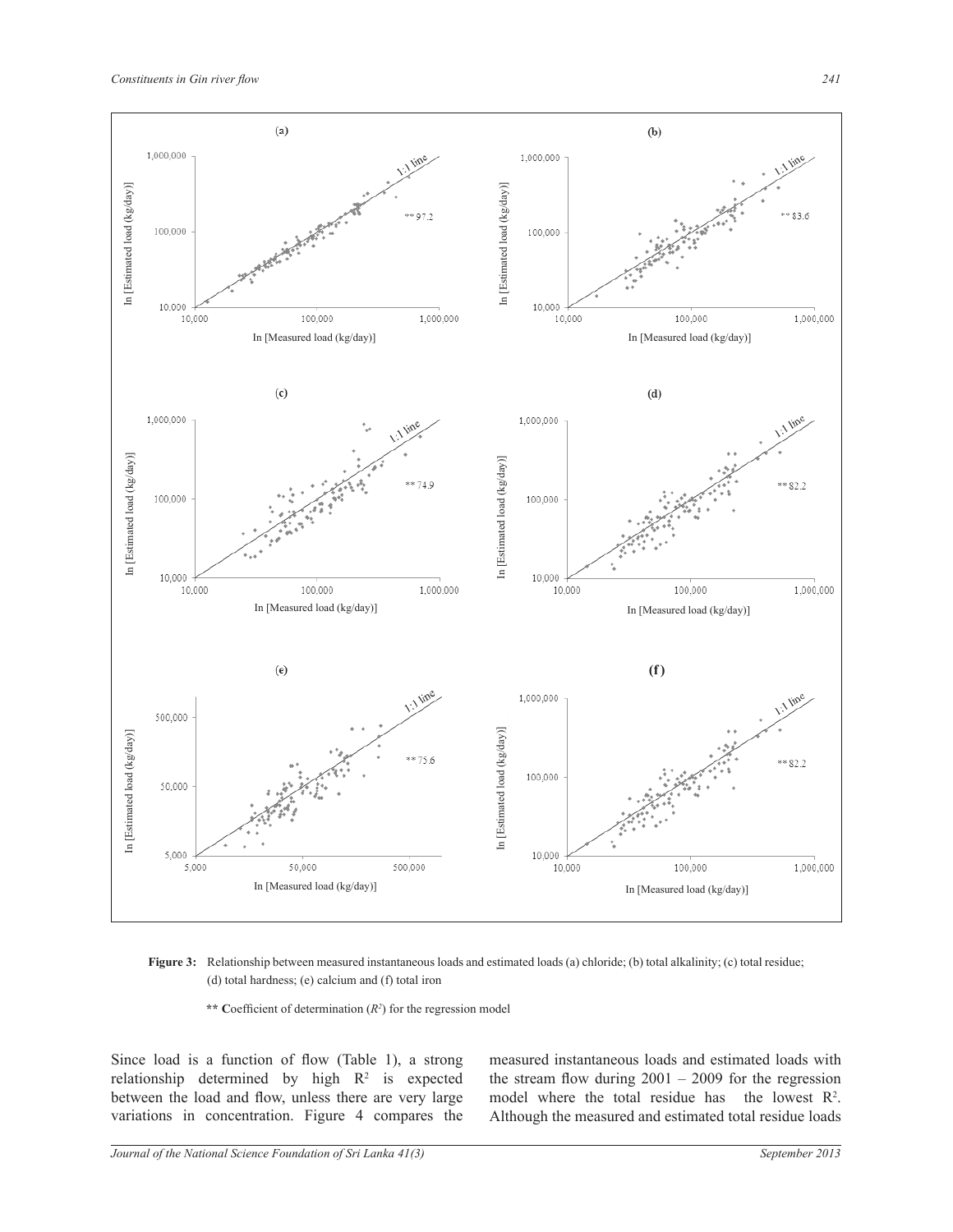**Figure 3:** Relationship between measured instantaneous loads and estimated loads (a) chloride; (b) total alkalinity; (c) total residue; (d) total hardness; (e) calcium and (f) total iron

**** C**oefficient of determination ($R^2$) for the regression model

Since load is a function of flow (Table 1), a strong relationship determined by high $R^2$ is expected between the load and flow, unless there are very large variations in concentration. Figure 4 compares the measured instantaneous loads and estimated loads with the stream flow during 2001 – 2009 for the regression model where the total residue has the lowest $R^2$. Although the measured and estimated total residue loads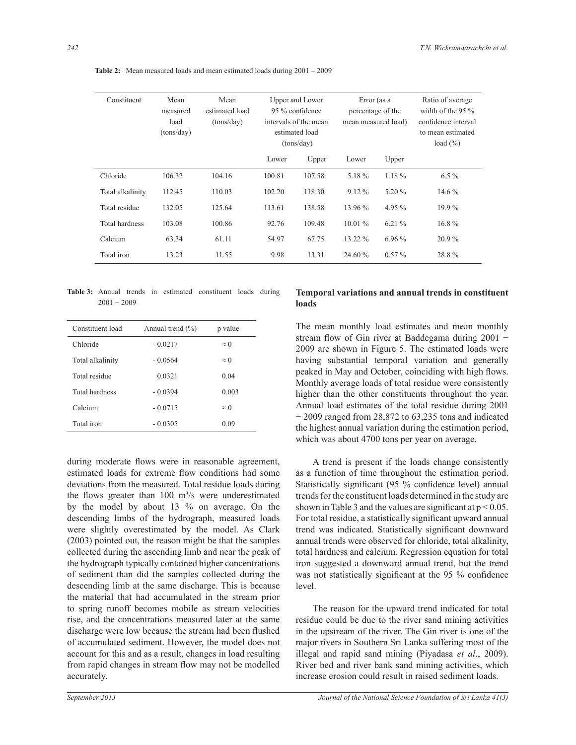**Table 2:** Mean measured loads and mean estimated loads during 2001 – 2009

| Constituent | Mean measured load (tons/day) | Mean estimated load (tons/day) | Upper and Lower 95 % confidence intervals of the mean estimated load (tons/day) | | Error (as a percentage of the mean measured load) | | Ratio of average width of the 95 % confidence interval to mean estimated load (%) |
|---|---|---|---|---|---|---|---|
| | | | Lower | Upper | Lower | Upper | |
| Chloride | 106.32 | 104.16 | 100.81 | 107.58 | 5.18 % | 1.18 % | 6.5 % |
| Total alkalinity | 112.45 | 110.03 | 102.20 | 118.30 | 9.12 % | 5.20 % | 14.6 % |
| Total residue | 132.05 | 125.64 | 113.61 | 138.58 | 13.96 % | 4.95 % | 19.9 % |
| Total hardness | 103.08 | 100.86 | 92.76 | 109.48 | 10.01 % | 6.21 % | 16.8 % |
| Calcium | 63.34 | 61.11 | 54.97 | 67.75 | 13.22 % | 6.96 % | 20.9 % |
| Total iron | 13.23 | 11.55 | 9.98 | 13.31 | 24.60 % | 0.57 % | 28.8 % |

**Table 3:** Annual trends in estimated constituent loads during 2001 − 2009

| Constituent load | Annual trend (%) | p value |
|---|---|---|
| Chloride | - 0.0217 | ≈ 0 |
| Total alkalinity | - 0.0564 | ≈ 0 |
| Total residue | 0.0321 | 0.04 |
| Total hardness | - 0.0394 | 0.003 |
| Calcium | - 0.0715 | ≈ 0 |
| Total iron | - 0.0305 | 0.09 |

during moderate flows were in reasonable agreement, estimated loads for extreme flow conditions had some deviations from the measured. Total residue loads during the flows greater than 100 $m^3/s$ were underestimated by the model by about 13 % on average. On the descending limbs of the hydrograph, measured loads were slightly overestimated by the model. As Clark (2003) pointed out, the reason might be that the samples collected during the ascending limb and near the peak of the hydrograph typically contained higher concentrations of sediment than did the samples collected during the descending limb at the same discharge. This is because the material that had accumulated in the stream prior to spring runoff becomes mobile as stream velocities rise, and the concentrations measured later at the same discharge were low because the stream had been flushed of accumulated sediment. However, the model does not account for this and as a result, changes in load resulting from rapid changes in stream flow may not be modelled accurately.

## Temporal variations and annual trends in constituent loads

The mean monthly load estimates and mean monthly stream flow of Gin river at Baddegama during 2001 − 2009 are shown in Figure 5. The estimated loads were having substantial temporal variation and generally peaked in May and October, coinciding with high flows. Monthly average loads of total residue were consistently higher than the other constituents throughout the year. Annual load estimates of the total residue during 2001 − 2009 ranged from 28,872 to 63,235 tons and indicated the highest annual variation during the estimation period, which was about 4700 tons per year on average.

A trend is present if the loads change consistently as a function of time throughout the estimation period. Statistically significant (95 % confidence level) annual trends for the constituent loads determined in the study are shown in Table 3 and the values are significant at $p < 0.05$. For total residue, a statistically significant upward annual trend was indicated. Statistically significant downward annual trends were observed for chloride, total alkalinity, total hardness and calcium. Regression equation for total iron suggested a downward annual trend, but the trend was not statistically significant at the 95 % confidence level.

The reason for the upward trend indicated for total residue could be due to the river sand mining activities in the upstream of the river. The Gin river is one of the major rivers in Southern Sri Lanka suffering most of the illegal and rapid sand mining (Piyadasa *et al*., 2009). River bed and river bank sand mining activities, which increase erosion could result in raised sediment loads.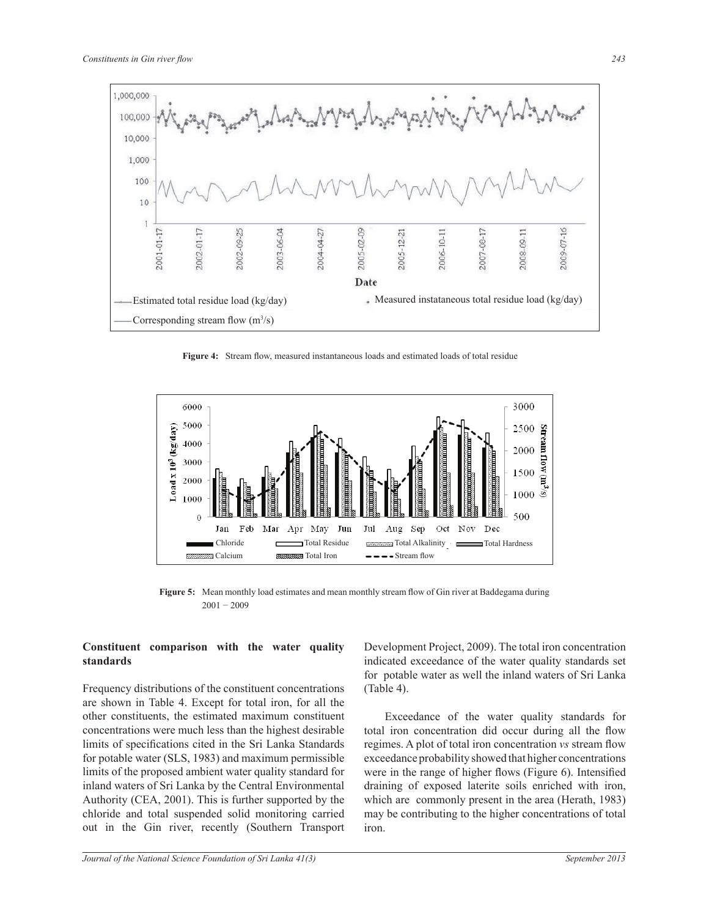Figure 4: Stream flow, measured instantaneous loads and estimated loads of total residue

Figure 5: Mean monthly load estimates and mean monthly stream flow of Gin river at Baddegama during 2001 – 2009

## Constituent comparison with the water quality standards

Frequency distributions of the constituent concentrations are shown in Table 4. Except for total iron, for all the other constituents, the estimated maximum constituent concentrations were much less than the highest desirable limits of specifications cited in the Sri Lanka Standards for potable water (SLS, 1983) and maximum permissible limits of the proposed ambient water quality standard for inland waters of Sri Lanka by the Central Environmental Authority (CEA, 2001). This is further supported by the chloride and total suspended solid monitoring carried out in the Gin river, recently (Southern Transport Development Project, 2009). The total iron concentration indicated exceedance of the water quality standards set for potable water as well the inland waters of Sri Lanka (Table 4).

Exceedance of the water quality standards for total iron concentration did occur during all the flow regimes. A plot of total iron concentration *vs* stream flow exceedance probability showed that higher concentrations were in the range of higher flows (Figure 6). Intensified draining of exposed laterite soils enriched with iron, which are commonly present in the area (Herath, 1983) may be contributing to the higher concentrations of total iron.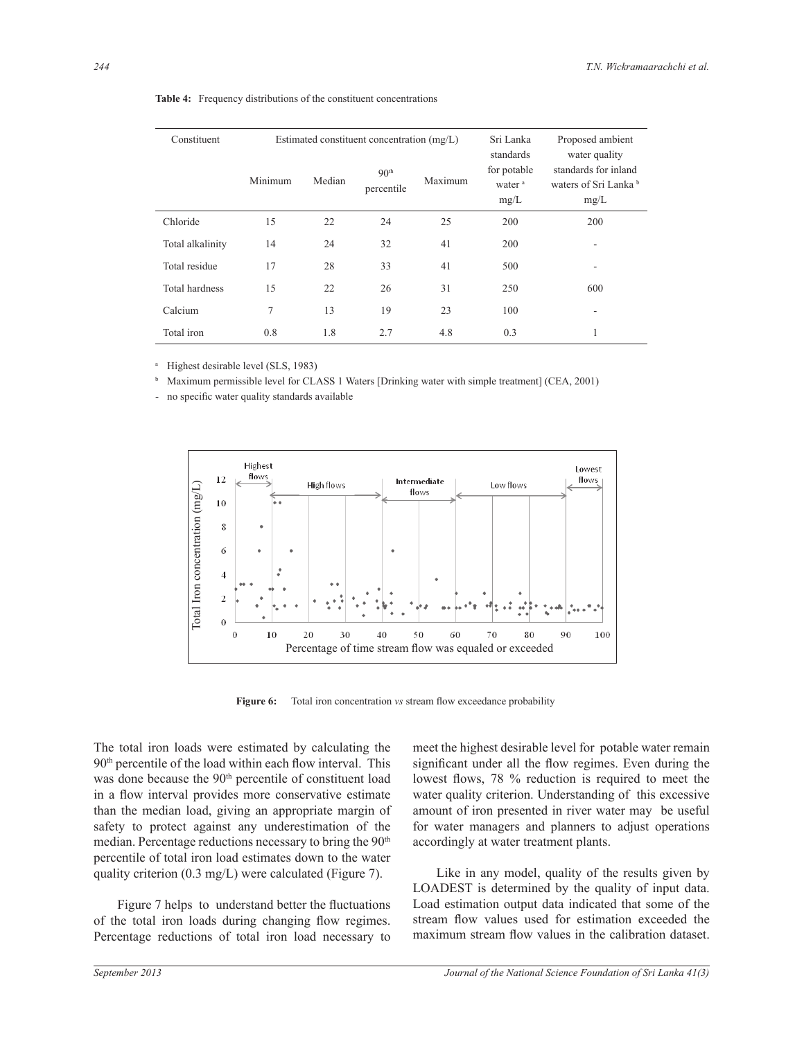**Table 4:** Frequency distributions of the constituent concentrations

| Constituent | Estimated constituent concentration (mg/L) | | | | Sri Lanka standards for potable water [a] mg/L | Proposed ambient water quality standards for inland waters of Sri Lanka [b] mg/L |
|---|---|---|---|---|---|---|
| | Minimum | Median | $90^{th}$ percentile | Maximum | | |
| Chloride | 15 | 22 | 24 | 25 | 200 | 200 |
| Total alkalinity | 14 | 24 | 32 | 41 | 200 | - |
| Total residue | 17 | 28 | 33 | 41 | 500 | - |
| Total hardness | 15 | 22 | 26 | 31 | 250 | 600 |
| Calcium | 7 | 13 | 19 | 23 | 100 | - |
| Total iron | 0.8 | 1.8 | 2.7 | 4.8 | 0.3 | 1 |

[a] Highest desirable level (SLS, 1983)

[b] Maximum permissible level for CLASS 1 Waters [Drinking water with simple treatment] (CEA, 2001)

\- no specific water quality standards available

**Figure 6:** Total iron concentration *vs* stream flow exceedance probability

The total iron loads were estimated by calculating the $90^{th}$ percentile of the load within each flow interval. This was done because the $90^{th}$ percentile of constituent load in a flow interval provides more conservative estimate than the median load, giving an appropriate margin of safety to protect against any underestimation of the median. Percentage reductions necessary to bring the $90^{th}$ percentile of total iron load estimates down to the water quality criterion (0.3 mg/L) were calculated (Figure 7).

Figure 7 helps to understand better the fluctuations of the total iron loads during changing flow regimes. Percentage reductions of total iron load necessary to meet the highest desirable level for potable water remain significant under all the flow regimes. Even during the lowest flows, 78 % reduction is required to meet the water quality criterion. Understanding of this excessive amount of iron presented in river water may be useful for water managers and planners to adjust operations accordingly at water treatment plants.

Like in any model, quality of the results given by LOADEST is determined by the quality of input data. Load estimation output data indicated that some of the stream flow values used for estimation exceeded the maximum stream flow values in the calibration dataset.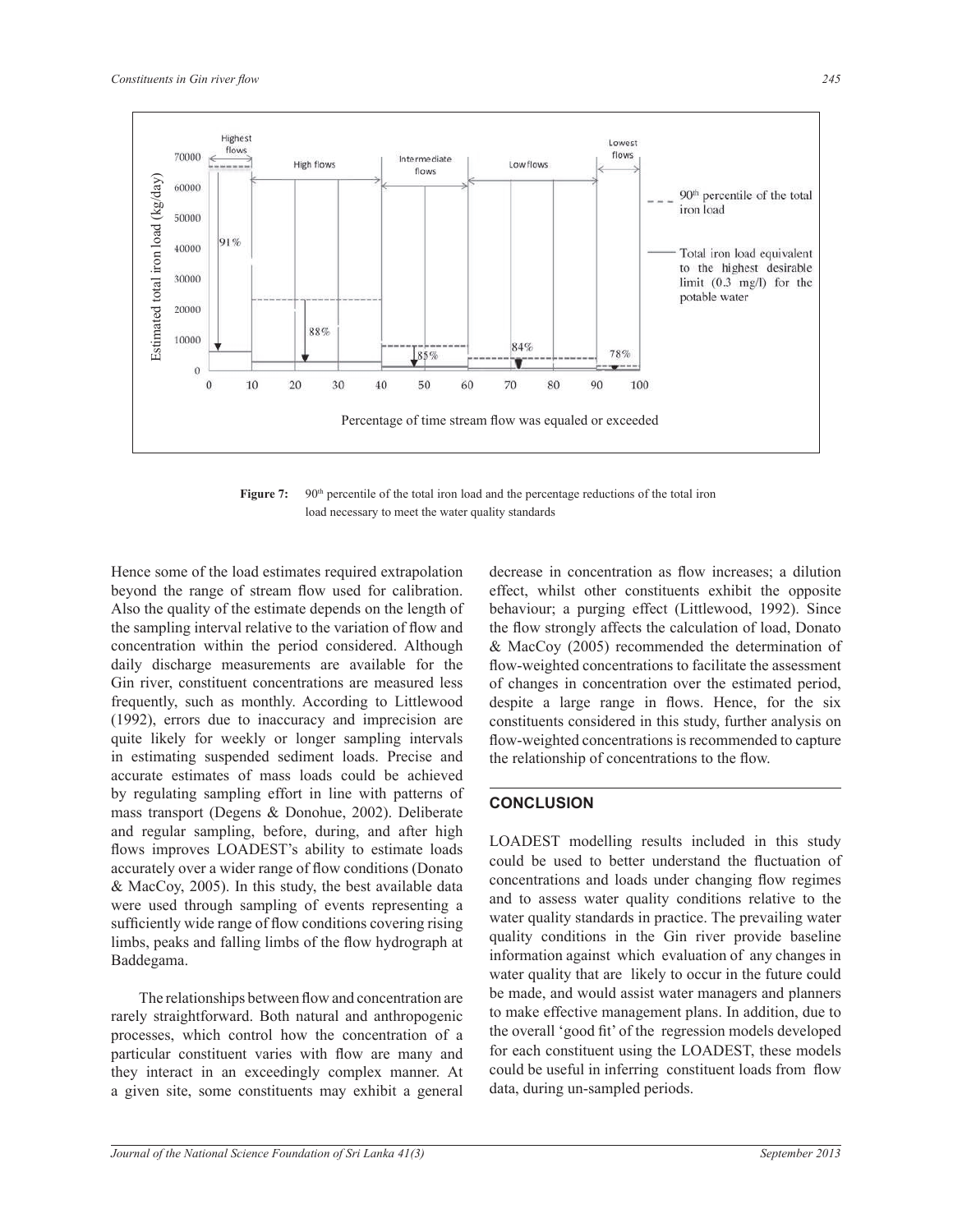Figure 7: $90^{th}$ percentile of the total iron load and the percentage reductions of the total iron load necessary to meet the water quality standards

Hence some of the load estimates required extrapolation beyond the range of stream flow used for calibration. Also the quality of the estimate depends on the length of the sampling interval relative to the variation of flow and concentration within the period considered. Although daily discharge measurements are available for the Gin river, constituent concentrations are measured less frequently, such as monthly. According to Littlewood (1992), errors due to inaccuracy and imprecision are quite likely for weekly or longer sampling intervals in estimating suspended sediment loads. Precise and accurate estimates of mass loads could be achieved by regulating sampling effort in line with patterns of mass transport (Degens & Donohue, 2002). Deliberate and regular sampling, before, during, and after high flows improves LOADEST's ability to estimate loads accurately over a wider range of flow conditions (Donato & MacCoy, 2005). In this study, the best available data were used through sampling of events representing a sufficiently wide range of flow conditions covering rising limbs, peaks and falling limbs of the flow hydrograph at Baddegama.

The relationships between flow and concentration are rarely straightforward. Both natural and anthropogenic processes, which control how the concentration of a particular constituent varies with flow are many and they interact in an exceedingly complex manner. At a given site, some constituents may exhibit a general decrease in concentration as flow increases; a dilution effect, whilst other constituents exhibit the opposite behaviour; a purging effect (Littlewood, 1992). Since the flow strongly affects the calculation of load, Donato & MacCoy (2005) recommended the determination of flow-weighted concentrations to facilitate the assessment of changes in concentration over the estimated period, despite a large range in flows. Hence, for the six constituents considered in this study, further analysis on flow-weighted concentrations is recommended to capture the relationship of concentrations to the flow.

## CONCLUSION

LOADEST modelling results included in this study could be used to better understand the fluctuation of concentrations and loads under changing flow regimes and to assess water quality conditions relative to the water quality standards in practice. The prevailing water quality conditions in the Gin river provide baseline information against which evaluation of any changes in water quality that are likely to occur in the future could be made, and would assist water managers and planners to make effective management plans. In addition, due to the overall 'good fit' of the regression models developed for each constituent using the LOADEST, these models could be useful in inferring constituent loads from flow data, during un-sampled periods.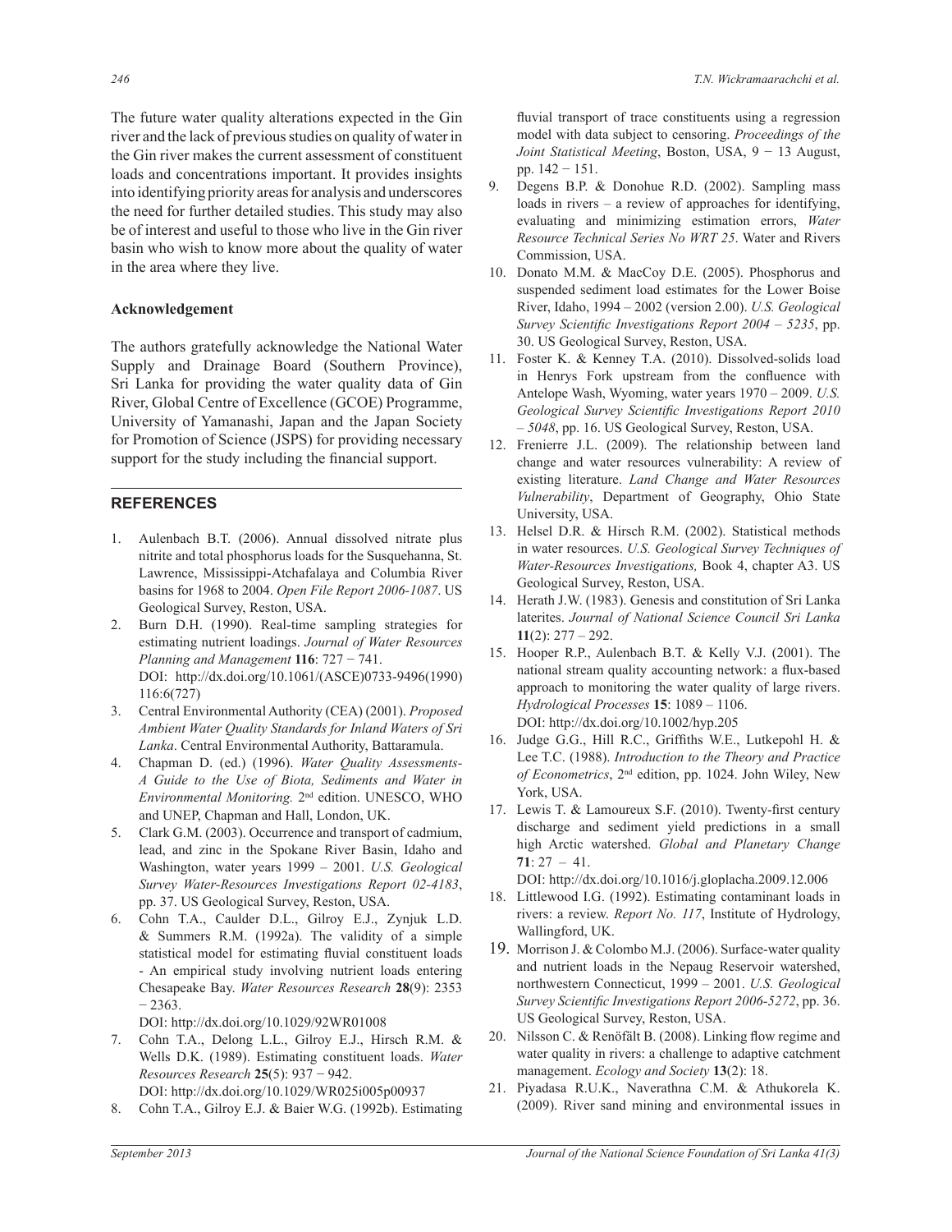The future water quality alterations expected in the Gin river and the lack of previous studies on quality of water in the Gin river makes the current assessment of constituent loads and concentrations important. It provides insights into identifying priority areas for analysis and underscores the need for further detailed studies. This study may also be of interest and useful to those who live in the Gin river basin who wish to know more about the quality of water in the area where they live.

### Acknowledgement

The authors gratefully acknowledge the National Water Supply and Drainage Board (Southern Province), Sri Lanka for providing the water quality data of Gin River, Global Centre of Excellence (GCOE) Programme, University of Yamanashi, Japan and the Japan Society for Promotion of Science (JSPS) for providing necessary support for the study including the financial support.

## REFERENCES

1. Aulenbach B.T. (2006). Annual dissolved nitrate plus nitrite and total phosphorus loads for the Susquehanna, St. Lawrence, Mississippi-Atchafalaya and Columbia River basins for 1968 to 2004. *Open File Report 2006-1087*. US Geological Survey, Reston, USA.
2. Burn D.H. (1990). Real-time sampling strategies for estimating nutrient loadings. *Journal of Water Resources Planning and Management* **116**: 727 − 741.
   DOI: http://dx.doi.org/10.1061/(ASCE)0733-9496(1990)116:6(727)
3. Central Environmental Authority (CEA) (2001). *Proposed Ambient Water Quality Standards for Inland Waters of Sri Lanka*. Central Environmental Authority, Battaramula.
4. Chapman D. (ed.) (1996). *Water Quality Assessments- A Guide to the Use of Biota, Sediments and Water in Environmental Monitoring.* 2nd edition. UNESCO, WHO and UNEP, Chapman and Hall, London, UK.
5. Clark G.M. (2003). Occurrence and transport of cadmium, lead, and zinc in the Spokane River Basin, Idaho and Washington, water years 1999 – 2001. *U.S. Geological Survey Water-Resources Investigations Report 02-4183*, pp. 37. US Geological Survey, Reston, USA.
6. Cohn T.A., Caulder D.L., Gilroy E.J., Zynjuk L.D. & Summers R.M. (1992a). The validity of a simple statistical model for estimating fluvial constituent loads - An empirical study involving nutrient loads entering Chesapeake Bay. *Water Resources Research* **28**(9): 2353 − 2363.
   DOI: http://dx.doi.org/10.1029/92WR01008
7. Cohn T.A., Delong L.L., Gilroy E.J., Hirsch R.M. & Wells D.K. (1989). Estimating constituent loads. *Water Resources Research* **25**(5): 937 − 942.
   DOI: http://dx.doi.org/10.1029/WR025i005p00937
8. Cohn T.A., Gilroy E.J. & Baier W.G. (1992b). Estimating fluvial transport of trace constituents using a regression model with data subject to censoring. *Proceedings of the Joint Statistical Meeting*, Boston, USA, 9 − 13 August, pp. 142 − 151.
9. Degens B.P. & Donohue R.D. (2002). Sampling mass loads in rivers – a review of approaches for identifying, evaluating and minimizing estimation errors, *Water Resource Technical Series No WRT 25*. Water and Rivers Commission, USA.
10. Donato M.M. & MacCoy D.E. (2005). Phosphorus and suspended sediment load estimates for the Lower Boise River, Idaho, 1994 – 2002 (version 2.00). *U.S. Geological Survey Scientific Investigations Report 2004 – 5235*, pp. 30. US Geological Survey, Reston, USA.
11. Foster K. & Kenney T.A. (2010). Dissolved-solids load in Henrys Fork upstream from the confluence with Antelope Wash, Wyoming, water years 1970 – 2009. *U.S. Geological Survey Scientific Investigations Report 2010 – 5048*, pp. 16. US Geological Survey, Reston, USA.
12. Frenierre J.L. (2009). The relationship between land change and water resources vulnerability: A review of existing literature. *Land Change and Water Resources Vulnerability*, Department of Geography, Ohio State University, USA.
13. Helsel D.R. & Hirsch R.M. (2002). Statistical methods in water resources. *U.S. Geological Survey Techniques of Water-Resources Investigations,* Book 4, chapter A3. US Geological Survey, Reston, USA.
14. Herath J.W. (1983). Genesis and constitution of Sri Lanka laterites. *Journal of National Science Council Sri Lanka* **11**(2): 277 – 292.
15. Hooper R.P., Aulenbach B.T. & Kelly V.J. (2001). The national stream quality accounting network: a flux-based approach to monitoring the water quality of large rivers. *Hydrological Processes* **15**: 1089 – 1106.
    DOI: http://dx.doi.org/10.1002/hyp.205
16. Judge G.G., Hill R.C., Griffiths W.E., Lutkepohl H. & Lee T.C. (1988). *Introduction to the Theory and Practice of Econometrics*, 2nd edition, pp. 1024. John Wiley, New York, USA.
17. Lewis T. & Lamoureux S.F. (2010). Twenty-first century discharge and sediment yield predictions in a small high Arctic watershed. *Global and Planetary Change* **71**: 27 – 41.
    DOI: http://dx.doi.org/10.1016/j.gloplacha.2009.12.006
18. Littlewood I.G. (1992). Estimating contaminant loads in rivers: a review. *Report No. 117*, Institute of Hydrology, Wallingford, UK.
19. Morrison J. & Colombo M.J. (2006). Surface-water quality and nutrient loads in the Nepaug Reservoir watershed, northwestern Connecticut, 1999 – 2001. *U.S. Geological Survey Scientific Investigations Report 2006-5272*, pp. 36. US Geological Survey, Reston, USA.
20. Nilsson C. & Renöfält B. (2008). Linking flow regime and water quality in rivers: a challenge to adaptive catchment management. *Ecology and Society* **13**(2): 18.
21. Piyadasa R.U.K., Naverathna C.M. & Athukorela K. (2009). River sand mining and environmental issues in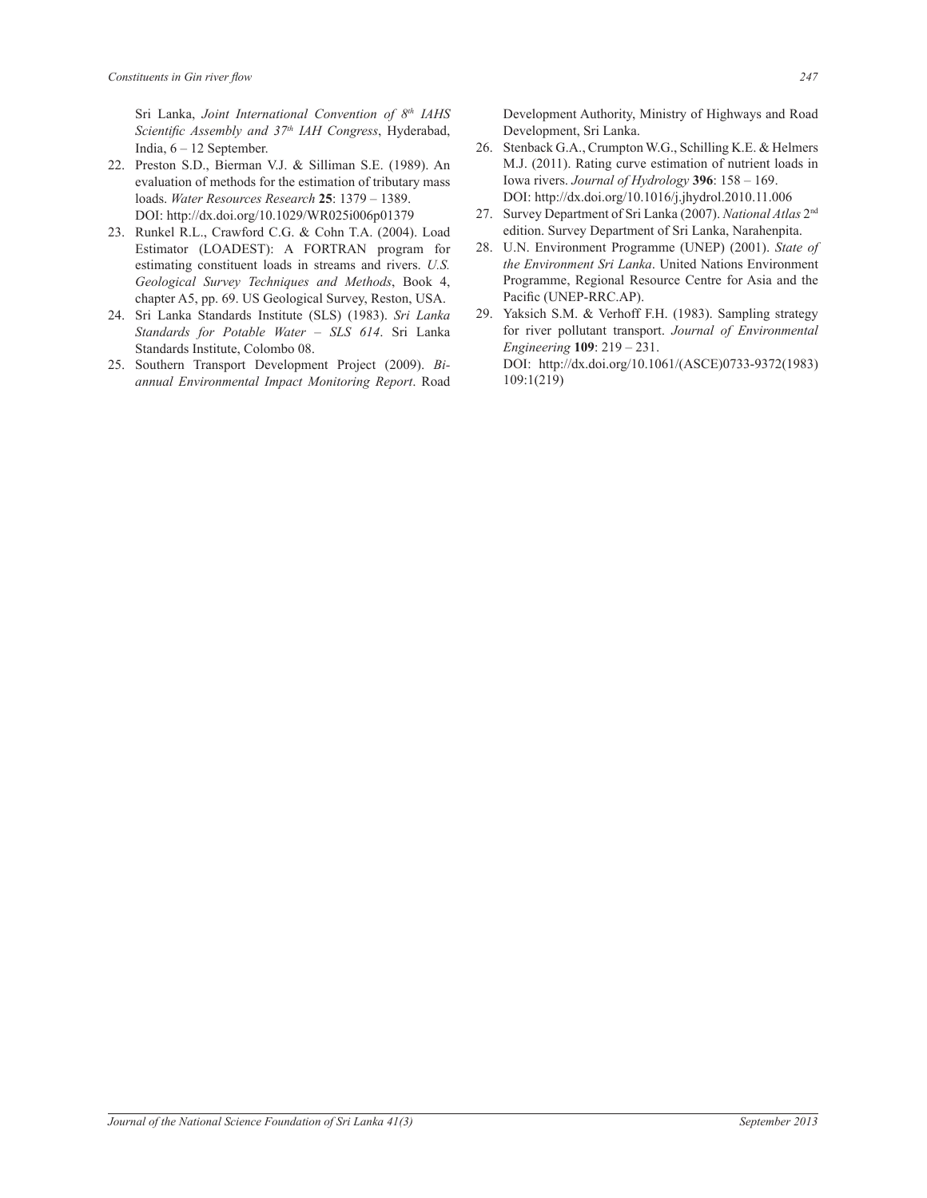Sri Lanka, *Joint International Convention of 8th IAHS Scientific Assembly and 37th IAH Congress*, Hyderabad, India, 6 – 12 September.

22. Preston S.D., Bierman V.J. & Silliman S.E. (1989). An evaluation of methods for the estimation of tributary mass loads. *Water Resources Research* **25**: 1379 – 1389. DOI: http://dx.doi.org/10.1029/WR025i006p01379
23. Runkel R.L., Crawford C.G. & Cohn T.A. (2004). Load Estimator (LOADEST): A FORTRAN program for estimating constituent loads in streams and rivers. *U.S. Geological Survey Techniques and Methods*, Book 4, chapter A5, pp. 69. US Geological Survey, Reston, USA.
24. Sri Lanka Standards Institute (SLS) (1983). *Sri Lanka Standards for Potable Water – SLS 614*. Sri Lanka Standards Institute, Colombo 08.
25. Southern Transport Development Project (2009). *Bi-annual Environmental Impact Monitoring Report*. Road Development Authority, Ministry of Highways and Road Development, Sri Lanka.
26. Stenback G.A., Crumpton W.G., Schilling K.E. & Helmers M.J. (2011). Rating curve estimation of nutrient loads in Iowa rivers. *Journal of Hydrology* **396**: 158 – 169. DOI: http://dx.doi.org/10.1016/j.jhydrol.2010.11.006
27. Survey Department of Sri Lanka (2007). *National Atlas* 2nd edition. Survey Department of Sri Lanka, Narahenpita.
28. U.N. Environment Programme (UNEP) (2001). *State of the Environment Sri Lanka*. United Nations Environment Programme, Regional Resource Centre for Asia and the Pacific (UNEP-RRC.AP).
29. Yaksich S.M. & Verhoff F.H. (1983). Sampling strategy for river pollutant transport. *Journal of Environmental Engineering* **109**: 219 – 231. DOI: http://dx.doi.org/10.1061/(ASCE)0733-9372(1983)109:1(219)